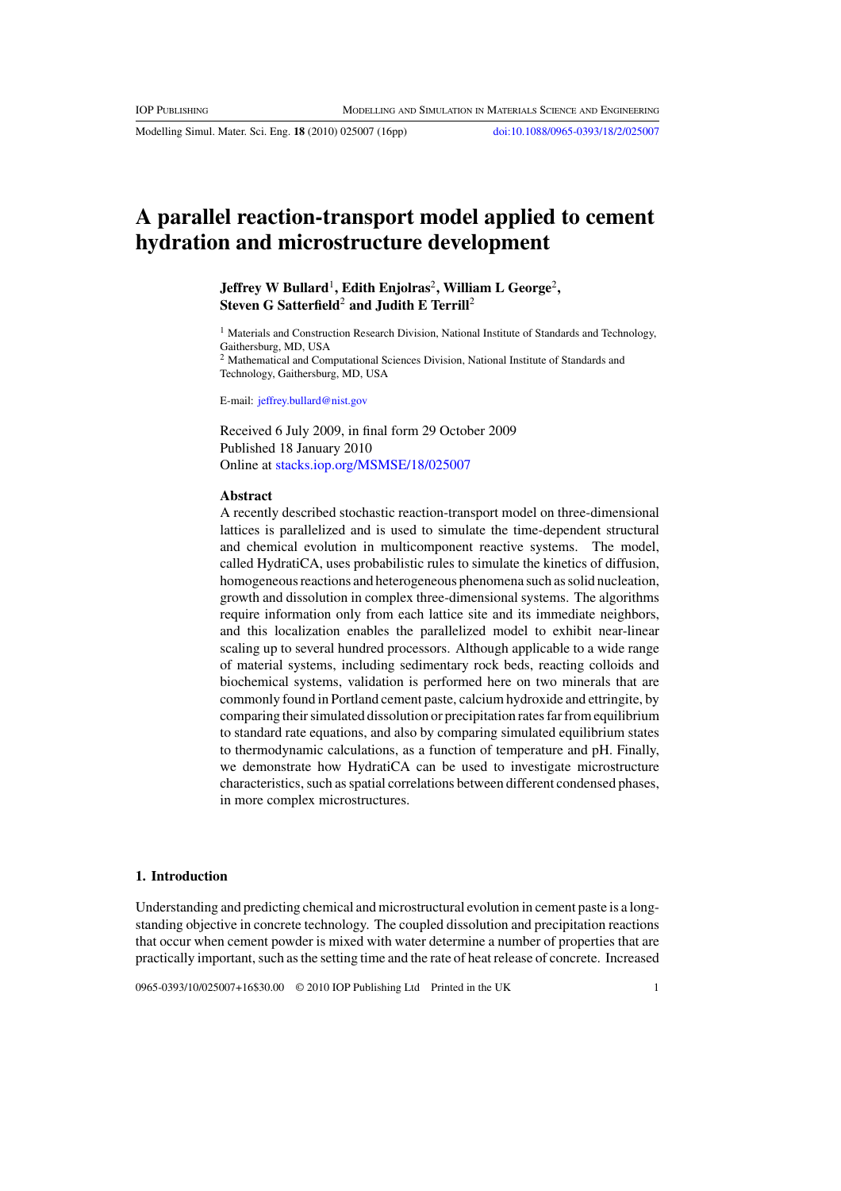# A parallel reaction-transport model applied to cement hydration and microstructure development

**Jeffrey W Bullard[1], Edith Enjolras[2], William L George[2], Steven G Satterfield[2] and Judith E Terrill[2]**

[1] Materials and Construction Research Division, National Institute of Standards and Technology, Gaithersburg, MD, USA

[2] Mathematical and Computational Sciences Division, National Institute of Standards and Technology, Gaithersburg, MD, USA

E-mail: jeffrey.bullard@nist.gov

Received 6 July 2009, in final form 29 October 2009
Published 18 January 2010
Online at stacks.iop.org/MSMSE/18/025007

## Abstract

A recently described stochastic reaction-transport model on three-dimensional lattices is parallelized and is used to simulate the time-dependent structural and chemical evolution in multicomponent reactive systems. The model, called HydratiCA, uses probabilistic rules to simulate the kinetics of diffusion, homogeneous reactions and heterogeneous phenomena such as solid nucleation, growth and dissolution in complex three-dimensional systems. The algorithms require information only from each lattice site and its immediate neighbors, and this localization enables the parallelized model to exhibit near-linear scaling up to several hundred processors. Although applicable to a wide range of material systems, including sedimentary rock beds, reacting colloids and biochemical systems, validation is performed here on two minerals that are commonly found in Portland cement paste, calcium hydroxide and ettringite, by comparing their simulated dissolution or precipitation rates far from equilibrium to standard rate equations, and also by comparing simulated equilibrium states to thermodynamic calculations, as a function of temperature and pH. Finally, we demonstrate how HydratiCA can be used to investigate microstructure characteristics, such as spatial correlations between different condensed phases, in more complex microstructures.

## 1. Introduction

Understanding and predicting chemical and microstructural evolution in cement paste is a long-standing objective in concrete technology. The coupled dissolution and precipitation reactions that occur when cement powder is mixed with water determine a number of properties that are practically important, such as the setting time and the rate of heat release of concrete. Increased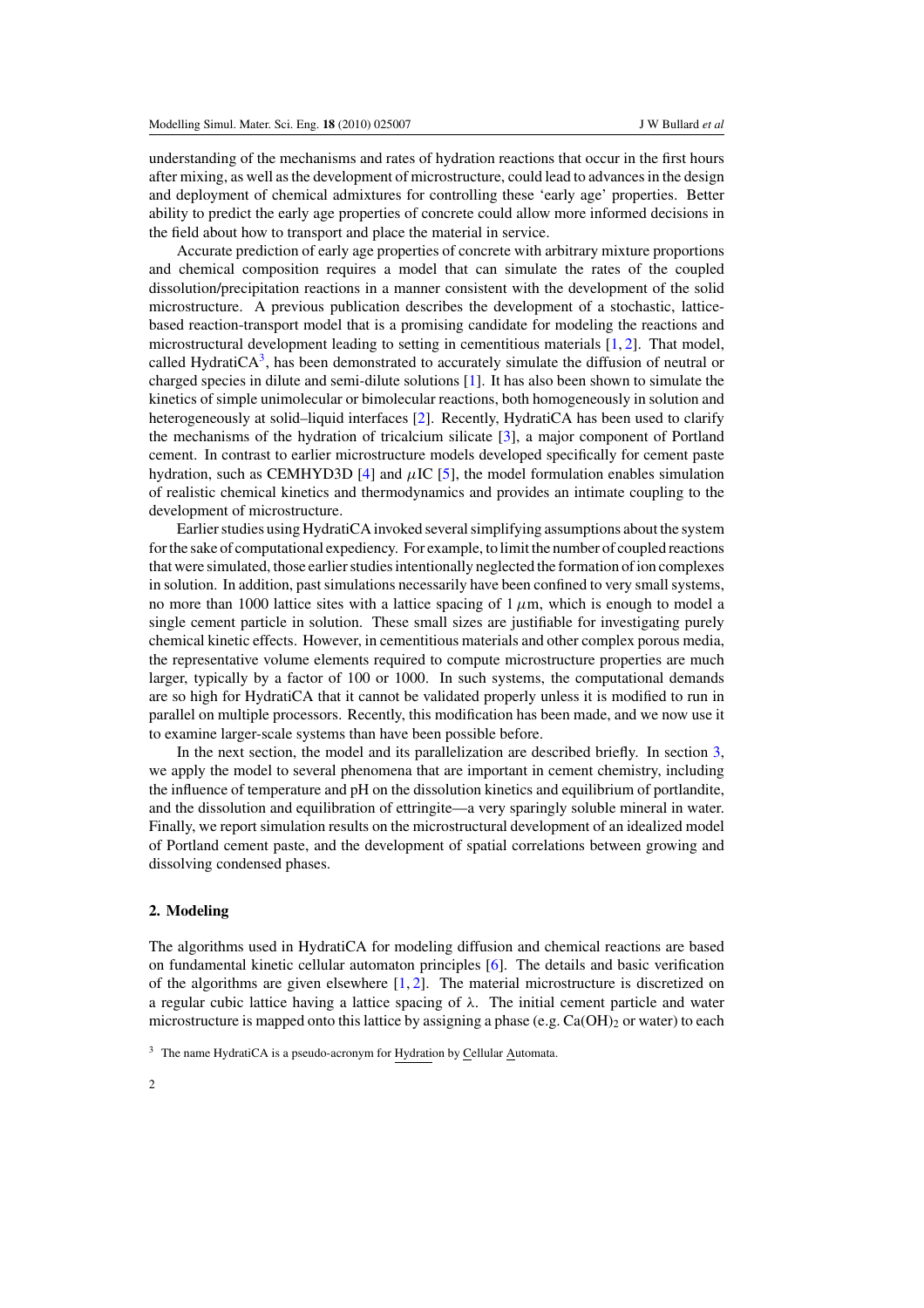understanding of the mechanisms and rates of hydration reactions that occur in the first hours after mixing, as well as the development of microstructure, could lead to advances in the design and deployment of chemical admixtures for controlling these 'early age' properties. Better ability to predict the early age properties of concrete could allow more informed decisions in the field about how to transport and place the material in service.

Accurate prediction of early age properties of concrete with arbitrary mixture proportions and chemical composition requires a model that can simulate the rates of the coupled dissolution/precipitation reactions in a manner consistent with the development of the solid microstructure. A previous publication describes the development of a stochastic, lattice-based reaction-transport model that is a promising candidate for modeling the reactions and microstructural development leading to setting in cementitious materials [1, 2]. That model, called HydratiCA[3], has been demonstrated to accurately simulate the diffusion of neutral or charged species in dilute and semi-dilute solutions [1]. It has also been shown to simulate the kinetics of simple unimolecular or bimolecular reactions, both homogeneously in solution and heterogeneously at solid–liquid interfaces [2]. Recently, HydratiCA has been used to clarify the mechanisms of the hydration of tricalcium silicate [3], a major component of Portland cement. In contrast to earlier microstructure models developed specifically for cement paste hydration, such as CEMHYD3D [4] and $\mu$IC [5], the model formulation enables simulation of realistic chemical kinetics and thermodynamics and provides an intimate coupling to the development of microstructure.

Earlier studies using HydratiCA invoked several simplifying assumptions about the system for the sake of computational expediency. For example, to limit the number of coupled reactions that were simulated, those earlier studies intentionally neglected the formation of ion complexes in solution. In addition, past simulations necessarily have been confined to very small systems, no more than 1000 lattice sites with a lattice spacing of 1 $\mu$m, which is enough to model a single cement particle in solution. These small sizes are justifiable for investigating purely chemical kinetic effects. However, in cementitious materials and other complex porous media, the representative volume elements required to compute microstructure properties are much larger, typically by a factor of 100 or 1000. In such systems, the computational demands are so high for HydratiCA that it cannot be validated properly unless it is modified to run in parallel on multiple processors. Recently, this modification has been made, and we now use it to examine larger-scale systems than have been possible before.

In the next section, the model and its parallelization are described briefly. In section 3, we apply the model to several phenomena that are important in cement chemistry, including the influence of temperature and pH on the dissolution kinetics and equilibrium of portlandite, and the dissolution and equilibration of ettringite—a very sparingly soluble mineral in water. Finally, we report simulation results on the microstructural development of an idealized model of Portland cement paste, and the development of spatial correlations between growing and dissolving condensed phases.

## 2. Modeling

The algorithms used in HydratiCA for modeling diffusion and chemical reactions are based on fundamental kinetic cellular automaton principles [6]. The details and basic verification of the algorithms are given elsewhere [1, 2]. The material microstructure is discretized on a regular cubic lattice having a lattice spacing of $\lambda$. The initial cement particle and water microstructure is mapped onto this lattice by assigning a phase (e.g. $Ca(OH)_2$ or water) to each

[3] The name HydratiCA is a pseudo-acronym for Hydration by Cellular Automata.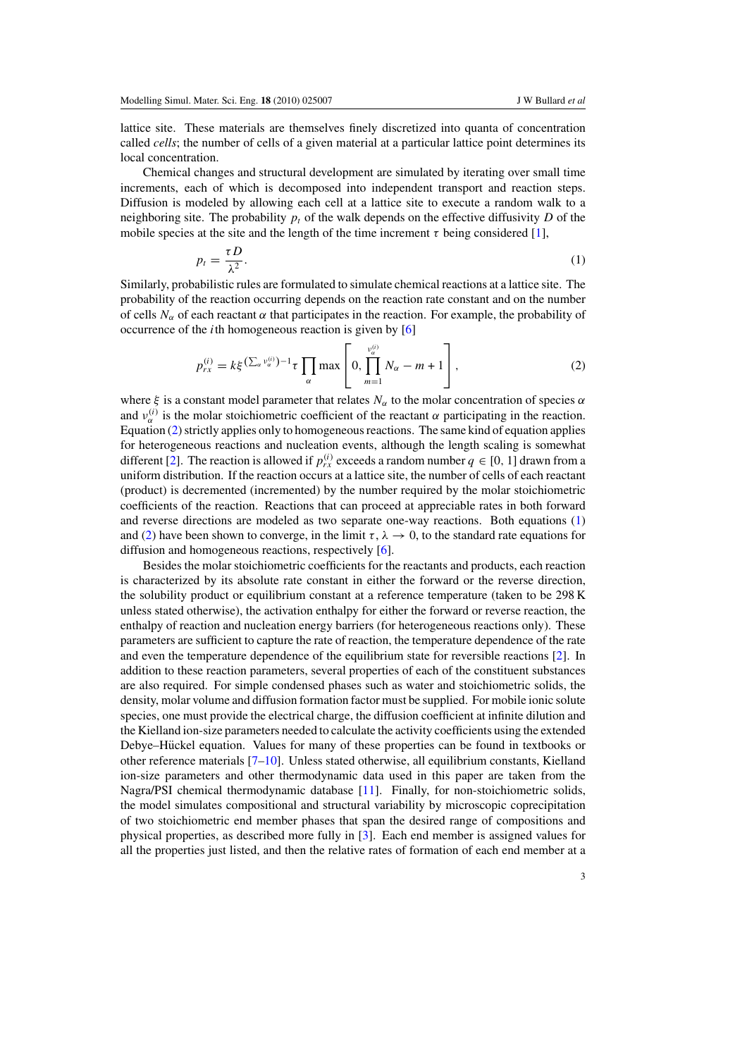lattice site. These materials are themselves finely discretized into quanta of concentration called *cells*; the number of cells of a given material at a particular lattice point determines its local concentration.

Chemical changes and structural development are simulated by iterating over small time increments, each of which is decomposed into independent transport and reaction steps. Diffusion is modeled by allowing each cell at a lattice site to execute a random walk to a neighboring site. The probability $p_t$ of the walk depends on the effective diffusivity $D$ of the mobile species at the site and the length of the time increment $\tau$ being considered [1],

$$p_t = \frac{\tau D}{\lambda^2}. \tag{1}$$

Similarly, probabilistic rules are formulated to simulate chemical reactions at a lattice site. The probability of the reaction occurring depends on the reaction rate constant and on the number of cells $N_\alpha$ of each reactant $\alpha$ that participates in the reaction. For example, the probability of occurrence of the $i$th homogeneous reaction is given by [6]

$$p_{rx}^{(i)} = k\xi^{(\sum_\alpha \nu_\alpha^{(i)})-1}\tau \prod_\alpha \max\left[0, \prod_{m=1}^{\nu_\alpha^{(i)}} N_\alpha - m + 1\right], \tag{2}$$

where $\xi$ is a constant model parameter that relates $N_\alpha$ to the molar concentration of species $\alpha$ and $\nu_\alpha^{(i)}$ is the molar stoichiometric coefficient of the reactant $\alpha$ participating in the reaction. Equation (2) strictly applies only to homogeneous reactions. The same kind of equation applies for heterogeneous reactions and nucleation events, although the length scaling is somewhat different [2]. The reaction is allowed if $p_{rx}^{(i)}$ exceeds a random number $q \in [0, 1]$ drawn from a uniform distribution. If the reaction occurs at a lattice site, the number of cells of each reactant (product) is decremented (incremented) by the number required by the molar stoichiometric coefficients of the reaction. Reactions that can proceed at appreciable rates in both forward and reverse directions are modeled as two separate one-way reactions. Both equations (1) and (2) have been shown to converge, in the limit $\tau, \lambda \to 0$, to the standard rate equations for diffusion and homogeneous reactions, respectively [6].

Besides the molar stoichiometric coefficients for the reactants and products, each reaction is characterized by its absolute rate constant in either the forward or the reverse direction, the solubility product or equilibrium constant at a reference temperature (taken to be 298 K unless stated otherwise), the activation enthalpy for either the forward or reverse reaction, the enthalpy of reaction and nucleation energy barriers (for heterogeneous reactions only). These parameters are sufficient to capture the rate of reaction, the temperature dependence of the rate and even the temperature dependence of the equilibrium state for reversible reactions [2]. In addition to these reaction parameters, several properties of each of the constituent substances are also required. For simple condensed phases such as water and stoichiometric solids, the density, molar volume and diffusion formation factor must be supplied. For mobile ionic solute species, one must provide the electrical charge, the diffusion coefficient at infinite dilution and the Kielland ion-size parameters needed to calculate the activity coefficients using the extended Debye–Hückel equation. Values for many of these properties can be found in textbooks or other reference materials [7–10]. Unless stated otherwise, all equilibrium constants, Kielland ion-size parameters and other thermodynamic data used in this paper are taken from the Nagra/PSI chemical thermodynamic database [11]. Finally, for non-stoichiometric solids, the model simulates compositional and structural variability by microscopic coprecipitation of two stoichiometric end member phases that span the desired range of compositions and physical properties, as described more fully in [3]. Each end member is assigned values for all the properties just listed, and then the relative rates of formation of each end member at a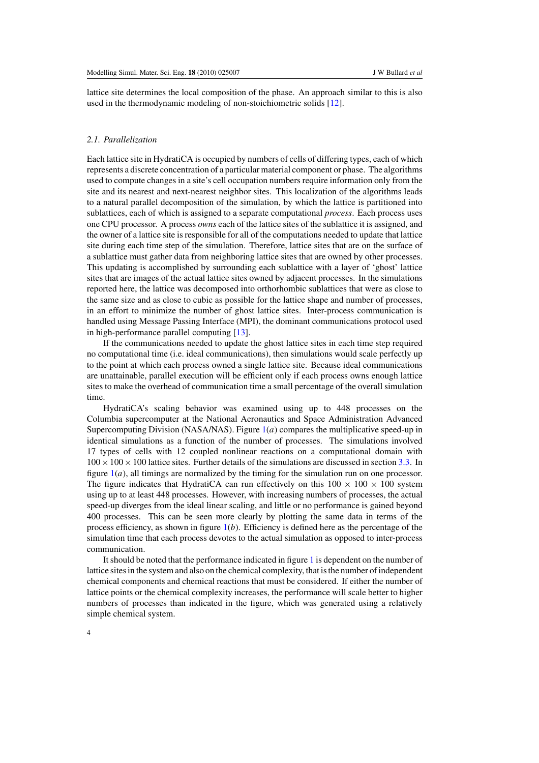lattice site determines the local composition of the phase. An approach similar to this is also used in the thermodynamic modeling of non-stoichiometric solids [12].

### *2.1. Parallelization*

Each lattice site in HydratiCA is occupied by numbers of cells of differing types, each of which represents a discrete concentration of a particular material component or phase. The algorithms used to compute changes in a site's cell occupation numbers require information only from the site and its nearest and next-nearest neighbor sites. This localization of the algorithms leads to a natural parallel decomposition of the simulation, by which the lattice is partitioned into sublattices, each of which is assigned to a separate computational *process*. Each process uses one CPU processor. A process *owns* each of the lattice sites of the sublattice it is assigned, and the owner of a lattice site is responsible for all of the computations needed to update that lattice site during each time step of the simulation. Therefore, lattice sites that are on the surface of a sublattice must gather data from neighboring lattice sites that are owned by other processes. This updating is accomplished by surrounding each sublattice with a layer of 'ghost' lattice sites that are images of the actual lattice sites owned by adjacent processes. In the simulations reported here, the lattice was decomposed into orthorhombic sublattices that were as close to the same size and as close to cubic as possible for the lattice shape and number of processes, in an effort to minimize the number of ghost lattice sites. Inter-process communication is handled using Message Passing Interface (MPI), the dominant communications protocol used in high-performance parallel computing [13].

If the communications needed to update the ghost lattice sites in each time step required no computational time (i.e. ideal communications), then simulations would scale perfectly up to the point at which each process owned a single lattice site. Because ideal communications are unattainable, parallel execution will be efficient only if each process owns enough lattice sites to make the overhead of communication time a small percentage of the overall simulation time.

HydratiCA's scaling behavior was examined using up to 448 processes on the Columbia supercomputer at the National Aeronautics and Space Administration Advanced Supercomputing Division (NASA/NAS). Figure 1(*a*) compares the multiplicative speed-up in identical simulations as a function of the number of processes. The simulations involved 17 types of cells with 12 coupled nonlinear reactions on a computational domain with $100 \times 100 \times 100$ lattice sites. Further details of the simulations are discussed in section 3.3. In figure 1(*a*), all timings are normalized by the timing for the simulation run on one processor. The figure indicates that HydratiCA can run effectively on this $100 \times 100 \times 100$ system using up to at least 448 processes. However, with increasing numbers of processes, the actual speed-up diverges from the ideal linear scaling, and little or no performance is gained beyond 400 processes. This can be seen more clearly by plotting the same data in terms of the process efficiency, as shown in figure 1(*b*). Efficiency is defined here as the percentage of the simulation time that each process devotes to the actual simulation as opposed to inter-process communication.

It should be noted that the performance indicated in figure 1 is dependent on the number of lattice sites in the system and also on the chemical complexity, that is the number of independent chemical components and chemical reactions that must be considered. If either the number of lattice points or the chemical complexity increases, the performance will scale better to higher numbers of processes than indicated in the figure, which was generated using a relatively simple chemical system.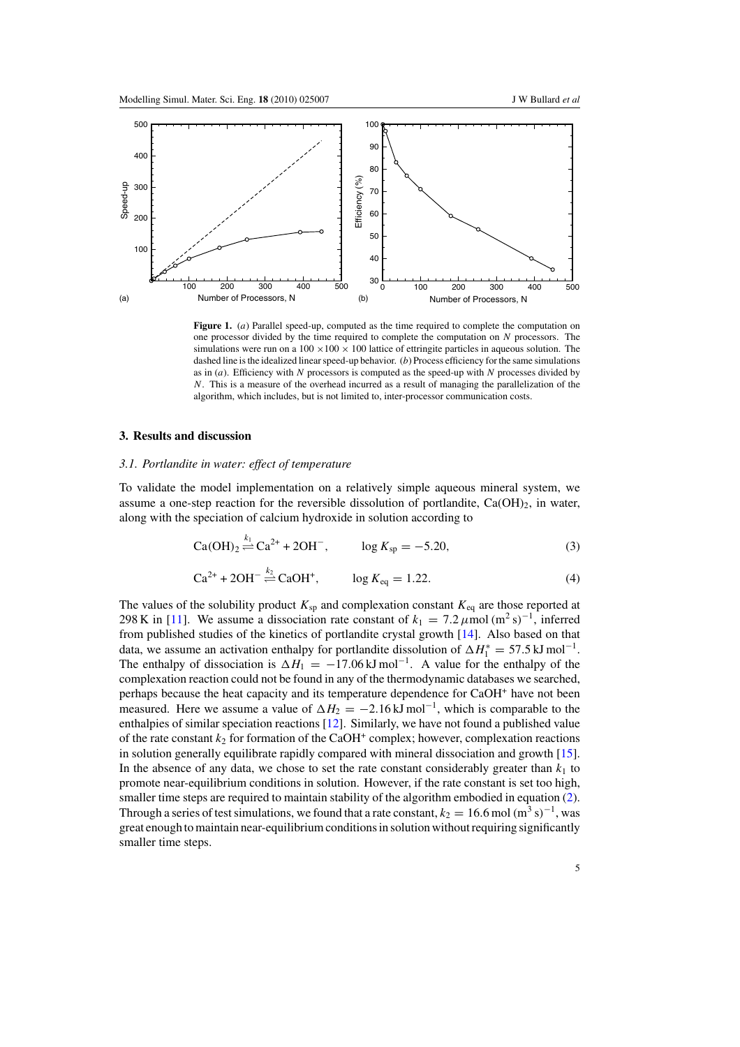**Figure 1.** (*a*) Parallel speed-up, computed as the time required to complete the computation on one processor divided by the time required to complete the computation on $N$ processors. The simulations were run on a $100 \times 100 \times 100$ lattice of ettringite particles in aqueous solution. The dashed line is the idealized linear speed-up behavior. (*b*) Process efficiency for the same simulations as in (*a*). Efficiency with $N$ processors is computed as the speed-up with $N$ processes divided by $N$. This is a measure of the overhead incurred as a result of managing the parallelization of the algorithm, which includes, but is not limited to, inter-processor communication costs.

## 3. Results and discussion

### *3.1. Portlandite in water: effect of temperature*

To validate the model implementation on a relatively simple aqueous mineral system, we assume a one-step reaction for the reversible dissolution of portlandite, $Ca(OH)_2$, in water, along with the speciation of calcium hydroxide in solution according to

$$Ca(OH)_2 \underset{}{\overset{k_1}{\rightleftharpoons}} Ca^{2+} + 2OH^-, \qquad \log K_{sp} = -5.20, \tag{3}$$

$$Ca^{2+} + 2OH^- \underset{}{\overset{k_2}{\rightleftharpoons}} CaOH^+, \qquad \log K_{eq} = 1.22. \tag{4}$$

The values of the solubility product $K_{sp}$ and complexation constant $K_{eq}$ are those reported at 298 K in [11]. We assume a dissociation rate constant of $k_1 = 7.2\,\mu\text{mol}\,(\text{m}^2\,\text{s})^{-1}$, inferred from published studies of the kinetics of portlandite crystal growth [14]. Also based on that data, we assume an activation enthalpy for portlandite dissolution of $\Delta H_1^* = 57.5\,\text{kJ mol}^{-1}$. The enthalpy of dissociation is $\Delta H_1 = -17.06\,\text{kJ mol}^{-1}$. A value for the enthalpy of the complexation reaction could not be found in any of the thermodynamic databases we searched, perhaps because the heat capacity and its temperature dependence for $CaOH^+$ have not been measured. Here we assume a value of $\Delta H_2 = -2.16\,\text{kJ mol}^{-1}$, which is comparable to the enthalpies of similar speciation reactions [12]. Similarly, we have not found a published value of the rate constant $k_2$ for formation of the $CaOH^+$ complex; however, complexation reactions in solution generally equilibrate rapidly compared with mineral dissociation and growth [15]. In the absence of any data, we chose to set the rate constant considerably greater than $k_1$ to promote near-equilibrium conditions in solution. However, if the rate constant is set too high, smaller time steps are required to maintain stability of the algorithm embodied in equation (2). Through a series of test simulations, we found that a rate constant, $k_2 = 16.6\,\text{mol}\,(\text{m}^3\,\text{s})^{-1}$, was great enough to maintain near-equilibrium conditions in solution without requiring significantly smaller time steps.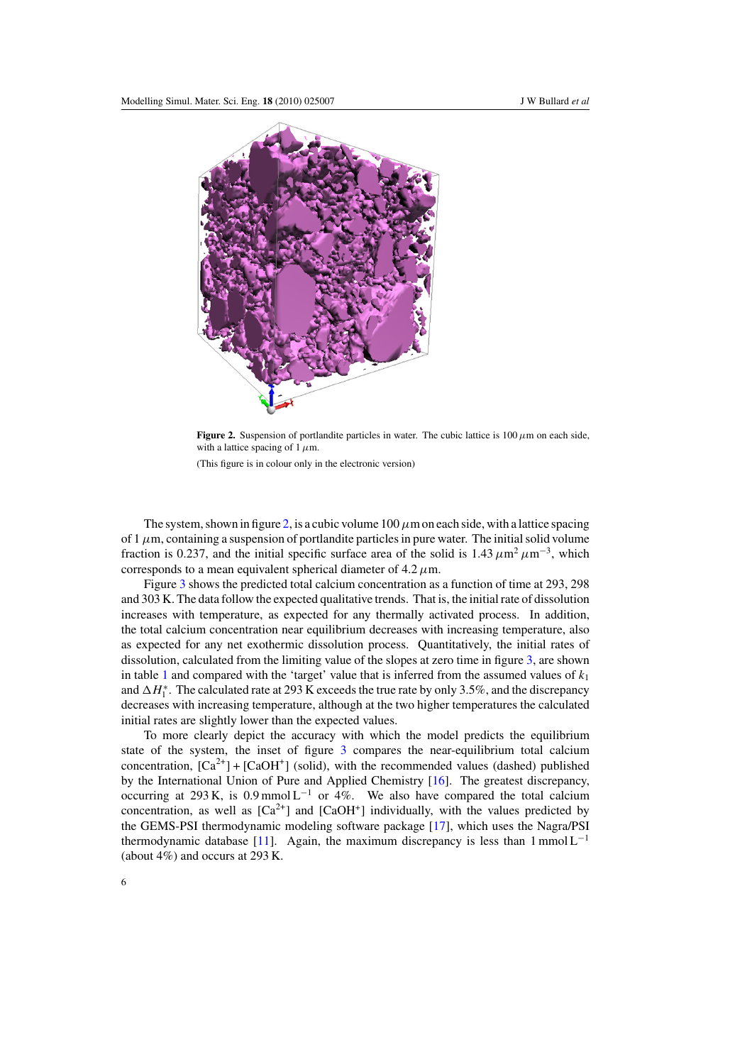**Figure 2.** Suspension of portlandite particles in water. The cubic lattice is 100 $\mu$m on each side, with a lattice spacing of 1 $\mu$m.

(This figure is in colour only in the electronic version)

The system, shown in figure 2, is a cubic volume 100 $\mu$m on each side, with a lattice spacing of 1 $\mu$m, containing a suspension of portlandite particles in pure water. The initial solid volume fraction is 0.237, and the initial specific surface area of the solid is 1.43 $\mu m^2\,\mu m^{-3}$, which corresponds to a mean equivalent spherical diameter of 4.2 $\mu$m.

Figure 3 shows the predicted total calcium concentration as a function of time at 293, 298 and 303 K. The data follow the expected qualitative trends. That is, the initial rate of dissolution increases with temperature, as expected for any thermally activated process. In addition, the total calcium concentration near equilibrium decreases with increasing temperature, also as expected for any net exothermic dissolution process. Quantitatively, the initial rates of dissolution, calculated from the limiting value of the slopes at zero time in figure 3, are shown in table 1 and compared with the 'target' value that is inferred from the assumed values of $k_1$ and $\Delta H_1^*$. The calculated rate at 293 K exceeds the true rate by only 3.5%, and the discrepancy decreases with increasing temperature, although at the two higher temperatures the calculated initial rates are slightly lower than the expected values.

To more clearly depict the accuracy with which the model predicts the equilibrium state of the system, the inset of figure 3 compares the near-equilibrium total calcium concentration, $[Ca^{2+}] + [CaOH^{+}]$ (solid), with the recommended values (dashed) published by the International Union of Pure and Applied Chemistry [16]. The greatest discrepancy, occurring at 293 K, is 0.9 mmol $L^{-1}$ or 4%. We also have compared the total calcium concentration, as well as $[Ca^{2+}]$ and $[CaOH^{+}]$ individually, with the values predicted by the GEMS-PSI thermodynamic modeling software package [17], which uses the Nagra/PSI thermodynamic database [11]. Again, the maximum discrepancy is less than 1 mmol $L^{-1}$ (about 4%) and occurs at 293 K.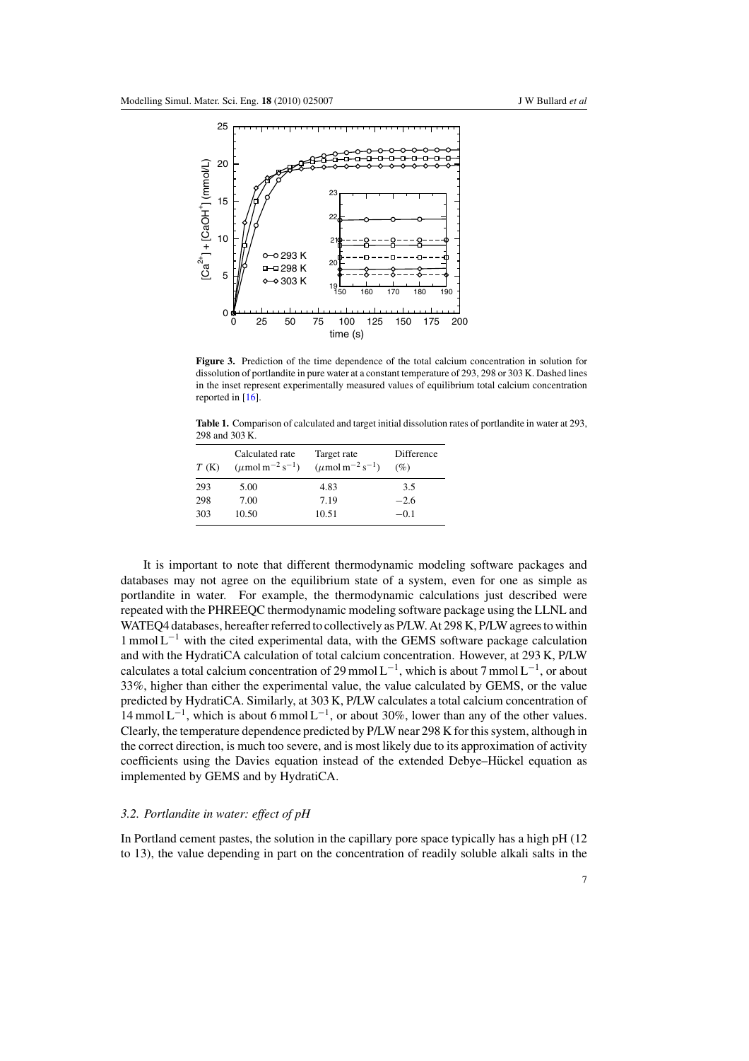**Figure 3.** Prediction of the time dependence of the total calcium concentration in solution for dissolution of portlandite in pure water at a constant temperature of 293, 298 or 303 K. Dashed lines in the inset represent experimentally measured values of equilibrium total calcium concentration reported in [16].

**Table 1.** Comparison of calculated and target initial dissolution rates of portlandite in water at 293, 298 and 303 K.

| $T$ (K) | Calculated rate ($\mu$mol m$^{-2}$ s$^{-1}$) | Target rate ($\mu$mol m$^{-2}$ s$^{-1}$) | Difference (%) |
|---|---|---|---|
| 293 | 5.00 | 4.83 | 3.5 |
| 298 | 7.00 | 7.19 | −2.6 |
| 303 | 10.50 | 10.51 | −0.1 |

It is important to note that different thermodynamic modeling software packages and databases may not agree on the equilibrium state of a system, even for one as simple as portlandite in water. For example, the thermodynamic calculations just described were repeated with the PHREEQC thermodynamic modeling software package using the LLNL and WATEQ4 databases, hereafter referred to collectively as P/LW. At 298 K, P/LW agrees to within 1 mmol L$^{-1}$ with the cited experimental data, with the GEMS software package calculation and with the HydratiCA calculation of total calcium concentration. However, at 293 K, P/LW calculates a total calcium concentration of 29 mmol L$^{-1}$, which is about 7 mmol L$^{-1}$, or about 33%, higher than either the experimental value, the value calculated by GEMS, or the value predicted by HydratiCA. Similarly, at 303 K, P/LW calculates a total calcium concentration of 14 mmol L$^{-1}$, which is about 6 mmol L$^{-1}$, or about 30%, lower than any of the other values. Clearly, the temperature dependence predicted by P/LW near 298 K for this system, although in the correct direction, is much too severe, and is most likely due to its approximation of activity coefficients using the Davies equation instead of the extended Debye–Hückel equation as implemented by GEMS and by HydratiCA.

### *3.2. Portlandite in water: effect of pH*

In Portland cement pastes, the solution in the capillary pore space typically has a high pH (12 to 13), the value depending in part on the concentration of readily soluble alkali salts in the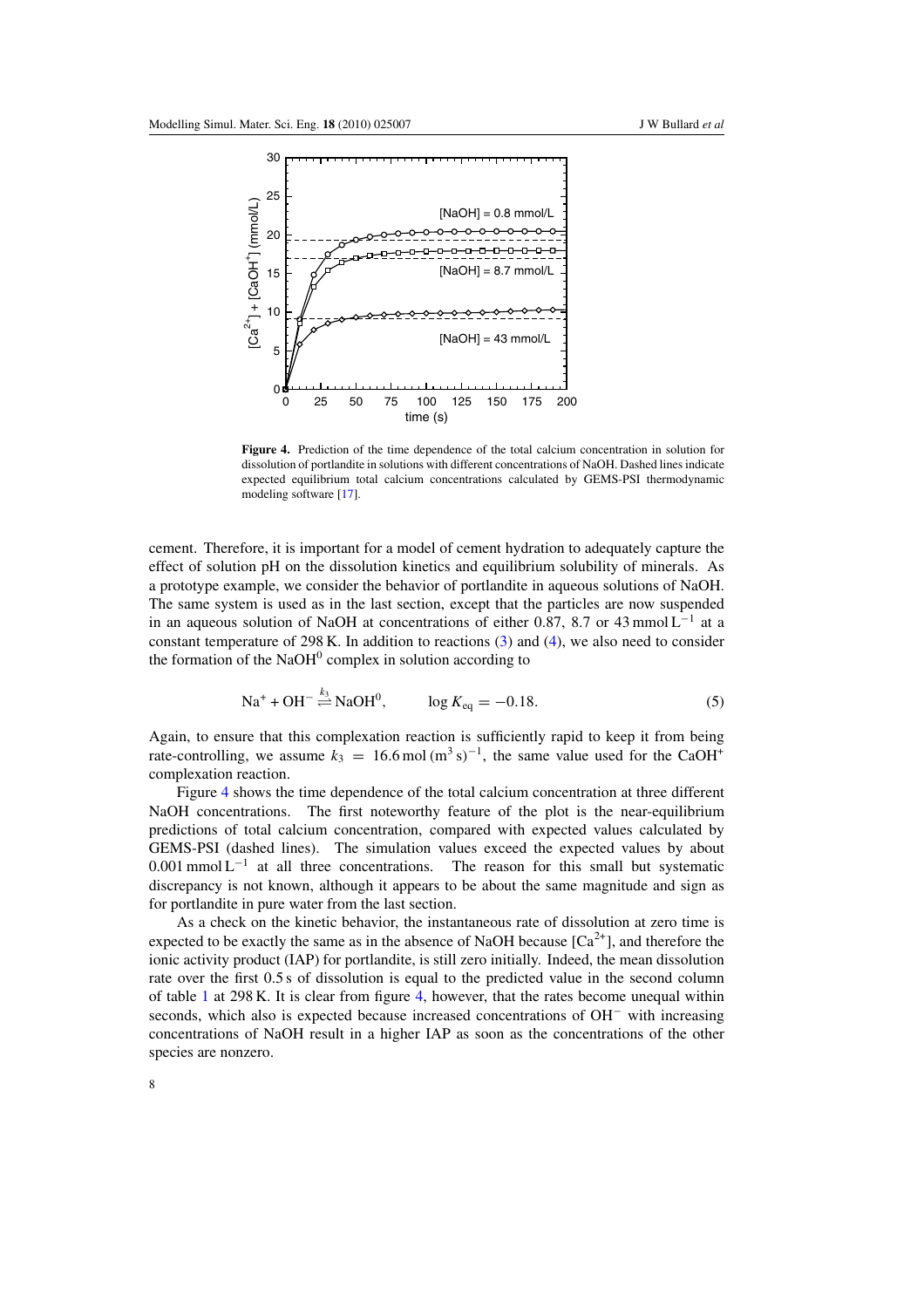**Figure 4.** Prediction of the time dependence of the total calcium concentration in solution for dissolution of portlandite in solutions with different concentrations of NaOH. Dashed lines indicate expected equilibrium total calcium concentrations calculated by GEMS-PSI thermodynamic modeling software [17].

cement. Therefore, it is important for a model of cement hydration to adequately capture the effect of solution pH on the dissolution kinetics and equilibrium solubility of minerals. As a prototype example, we consider the behavior of portlandite in aqueous solutions of NaOH. The same system is used as in the last section, except that the particles are now suspended in an aqueous solution of NaOH at concentrations of either 0.87, 8.7 or 43 $\mathrm{mmol\,L^{-1}}$ at a constant temperature of 298 K. In addition to reactions (3) and (4), we also need to consider the formation of the $NaOH^0$ complex in solution according to

$$\mathrm{Na^+} + \mathrm{OH^-} \underset{}{\overset{k_3}{\rightleftharpoons}} \mathrm{NaOH^0}, \qquad \log K_{\mathrm{eq}} = -0.18. \tag{5}$$

Again, to ensure that this complexation reaction is sufficiently rapid to keep it from being rate-controlling, we assume $k_3 = 16.6\,\mathrm{mol\,(m^3\,s)^{-1}}$, the same value used for the $CaOH^+$ complexation reaction.

Figure 4 shows the time dependence of the total calcium concentration at three different NaOH concentrations. The first noteworthy feature of the plot is the near-equilibrium predictions of total calcium concentration, compared with expected values calculated by GEMS-PSI (dashed lines). The simulation values exceed the expected values by about 0.001 $\mathrm{mmol\,L^{-1}}$ at all three concentrations. The reason for this small but systematic discrepancy is not known, although it appears to be about the same magnitude and sign as for portlandite in pure water from the last section.

As a check on the kinetic behavior, the instantaneous rate of dissolution at zero time is expected to be exactly the same as in the absence of NaOH because $[Ca^{2+}]$, and therefore the ionic activity product (IAP) for portlandite, is still zero initially. Indeed, the mean dissolution rate over the first 0.5 s of dissolution is equal to the predicted value in the second column of table 1 at 298 K. It is clear from figure 4, however, that the rates become unequal within seconds, which also is expected because increased concentrations of $OH^-$ with increasing concentrations of NaOH result in a higher IAP as soon as the concentrations of the other species are nonzero.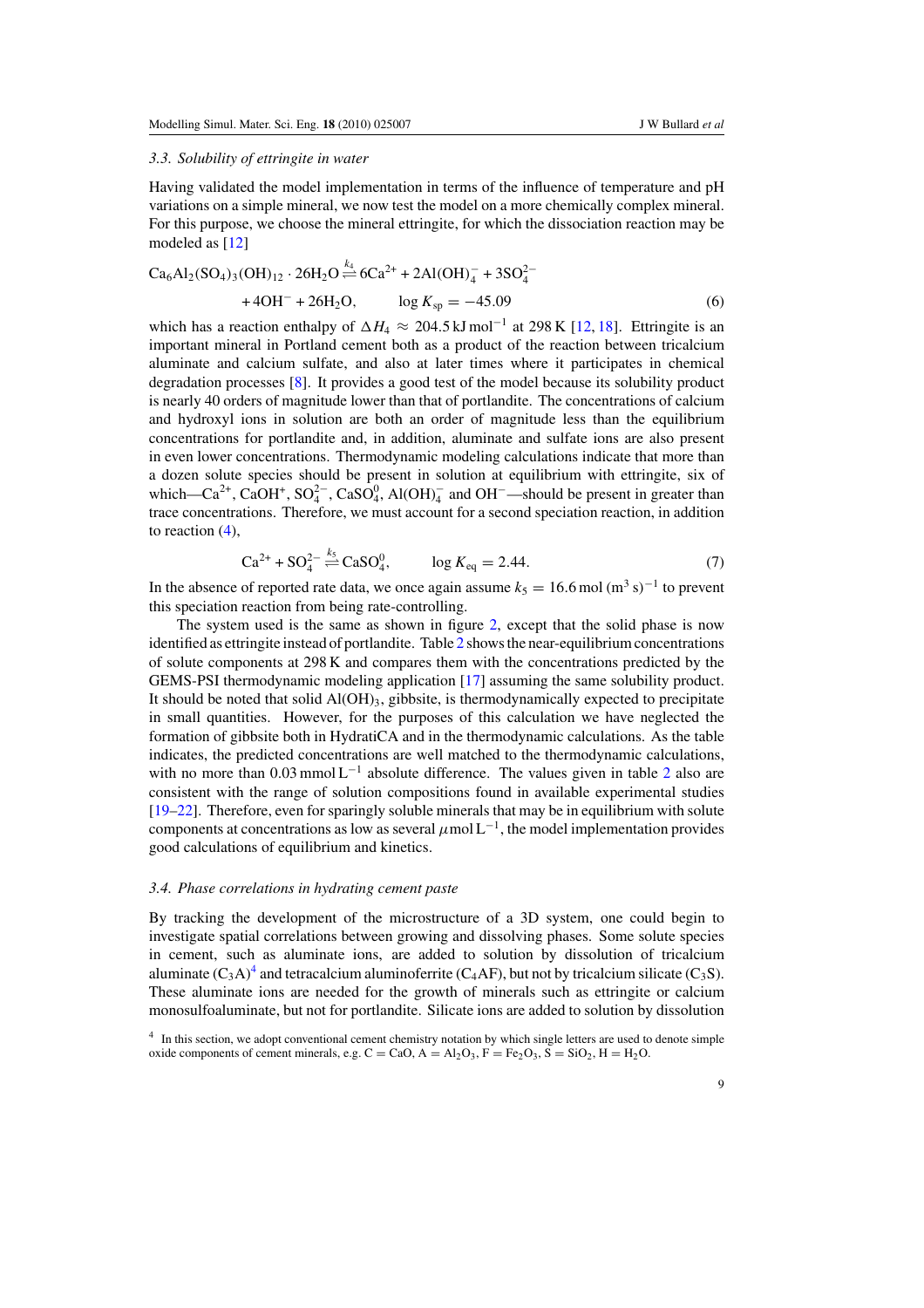### 3.3. Solubility of ettringite in water

Having validated the model implementation in terms of the influence of temperature and pH variations on a simple mineral, we now test the model on a more chemically complex mineral. For this purpose, we choose the mineral ettringite, for which the dissociation reaction may be modeled as [12]

$$\mathrm{Ca_6Al_2(SO_4)_3(OH)_{12} \cdot 26H_2O} \overset{k_4}{\rightleftharpoons} \mathrm{6Ca^{2+} + 2Al(OH)_4^- + 3SO_4^{2-}} \\ \mathrm{+ 4OH^- + 26H_2O}, \qquad \log K_{sp} = -45.09 \tag{6}$$

which has a reaction enthalpy of $\Delta H_4 \approx 204.5\,\mathrm{kJ\,mol^{-1}}$ at 298 K [12, 18]. Ettringite is an important mineral in Portland cement both as a product of the reaction between tricalcium aluminate and calcium sulfate, and also at later times where it participates in chemical degradation processes [8]. It provides a good test of the model because its solubility product is nearly 40 orders of magnitude lower than that of portlandite. The concentrations of calcium and hydroxyl ions in solution are both an order of magnitude less than the equilibrium concentrations for portlandite and, in addition, aluminate and sulfate ions are also present in even lower concentrations. Thermodynamic modeling calculations indicate that more than a dozen solute species should be present in solution at equilibrium with ettringite, six of which—$Ca^{2+}$, $CaOH^+$, $SO_4^{2-}$, $CaSO_4^0$, $Al(OH)_4^-$ and $OH^-$—should be present in greater than trace concentrations. Therefore, we must account for a second speciation reaction, in addition to reaction (4),

$$\mathrm{Ca^{2+} + SO_4^{2-}} \overset{k_5}{\rightleftharpoons} \mathrm{CaSO_4^0}, \qquad \log K_{eq} = 2.44. \tag{7}$$

In the absence of reported rate data, we once again assume $k_5 = 16.6\,\mathrm{mol\,(m^3\,s)^{-1}}$ to prevent this speciation reaction from being rate-controlling.

The system used is the same as shown in figure 2, except that the solid phase is now identified as ettringite instead of portlandite. Table 2 shows the near-equilibrium concentrations of solute components at 298 K and compares them with the concentrations predicted by the GEMS-PSI thermodynamic modeling application [17] assuming the same solubility product. It should be noted that solid $Al(OH)_3$, gibbsite, is thermodynamically expected to precipitate in small quantities. However, for the purposes of this calculation we have neglected the formation of gibbsite both in HydratiCA and in the thermodynamic calculations. As the table indicates, the predicted concentrations are well matched to the thermodynamic calculations, with no more than $0.03\,\mathrm{mmol\,L^{-1}}$ absolute difference. The values given in table 2 also are consistent with the range of solution compositions found in available experimental studies [19–22]. Therefore, even for sparingly soluble minerals that may be in equilibrium with solute components at concentrations as low as several $\mu\mathrm{mol\,L^{-1}}$, the model implementation provides good calculations of equilibrium and kinetics.

### 3.4. Phase correlations in hydrating cement paste

By tracking the development of the microstructure of a 3D system, one could begin to investigate spatial correlations between growing and dissolving phases. Some solute species in cement, such as aluminate ions, are added to solution by dissolution of tricalcium aluminate ($C_3A$)[4] and tetracalcium aluminoferrite ($C_4AF$), but not by tricalcium silicate ($C_3S$). These aluminate ions are needed for the growth of minerals such as ettringite or calcium monosulfoaluminate, but not for portlandite. Silicate ions are added to solution by dissolution

[4] In this section, we adopt conventional cement chemistry notation by which single letters are used to denote simple oxide components of cement minerals, e.g. C = CaO, A = $Al_2O_3$, F = $Fe_2O_3$, S = $SiO_2$, H = $H_2O$.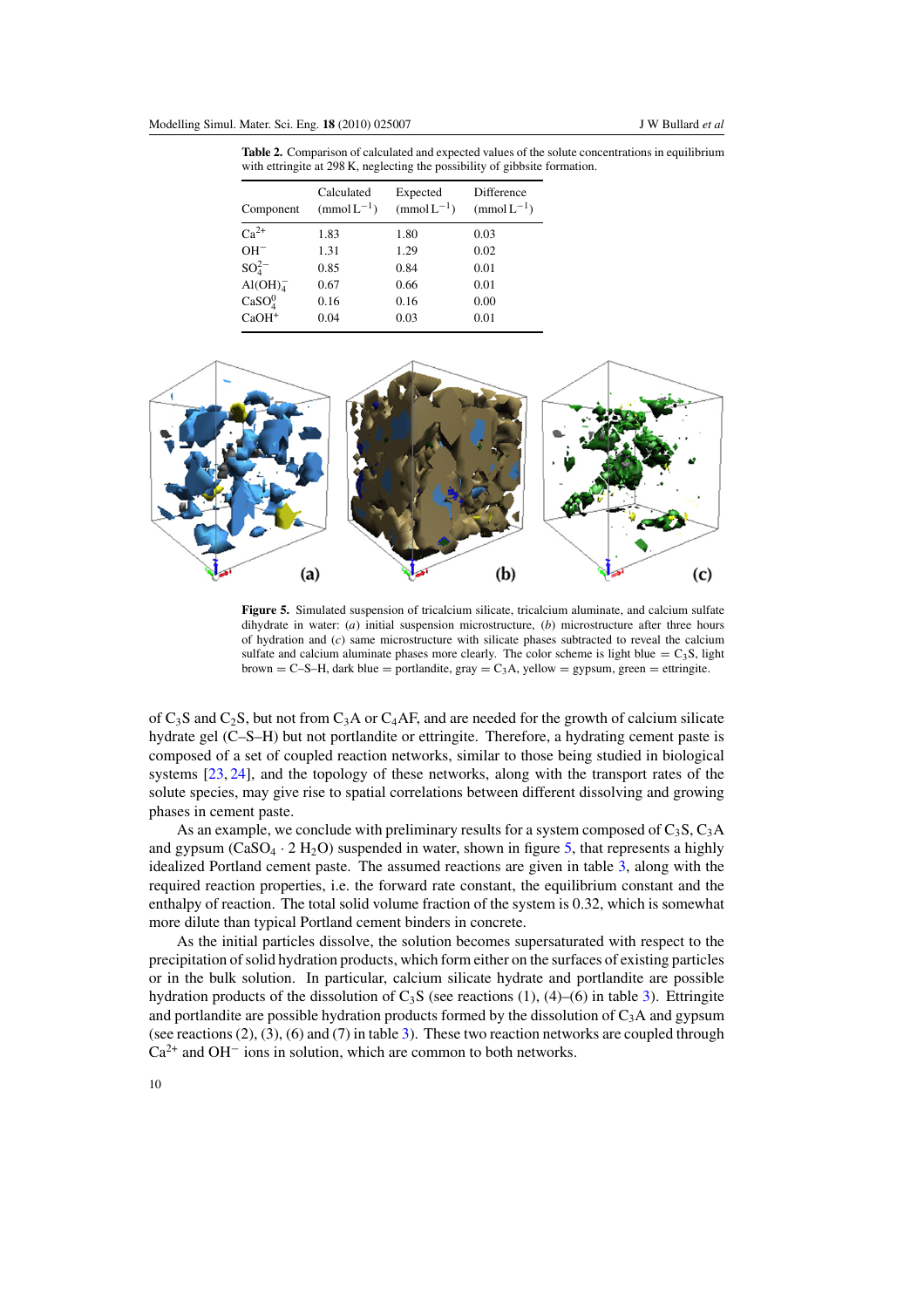**Table 2.** Comparison of calculated and expected values of the solute concentrations in equilibrium with ettringite at 298 K, neglecting the possibility of gibbsite formation.

| Component | Calculated ($\mathrm{mmol\,L^{-1}}$) | Expected ($\mathrm{mmol\,L^{-1}}$) | Difference ($\mathrm{mmol\,L^{-1}}$) |
|---|---|---|---|
| $Ca^{2+}$ | 1.83 | 1.80 | 0.03 |
| $OH^-$ | 1.31 | 1.29 | 0.02 |
| $SO_4^{2-}$ | 0.85 | 0.84 | 0.01 |
| $Al(OH)_4^-$ | 0.67 | 0.66 | 0.01 |
| $CaSO_4^0$ | 0.16 | 0.16 | 0.00 |
| $CaOH^+$ | 0.04 | 0.03 | 0.01 |

**Figure 5.** Simulated suspension of tricalcium silicate, tricalcium aluminate, and calcium sulfate dihydrate in water: (*a*) initial suspension microstructure, (*b*) microstructure after three hours of hydration and (*c*) same microstructure with silicate phases subtracted to reveal the calcium sulfate and calcium aluminate phases more clearly. The color scheme is light blue = $C_3S$, light brown = C–S–H, dark blue = portlandite, gray = $C_3A$, yellow = gypsum, green = ettringite.

of $C_3S$ and $C_2S$, but not from $C_3A$ or $C_4AF$, and are needed for the growth of calcium silicate hydrate gel (C–S–H) but not portlandite or ettringite. Therefore, a hydrating cement paste is composed of a set of coupled reaction networks, similar to those being studied in biological systems [23, 24], and the topology of these networks, along with the transport rates of the solute species, may give rise to spatial correlations between different dissolving and growing phases in cement paste.

As an example, we conclude with preliminary results for a system composed of $C_3S$, $C_3A$ and gypsum ($CaSO_4 \cdot 2\,H_2O$) suspended in water, shown in figure 5, that represents a highly idealized Portland cement paste. The assumed reactions are given in table 3, along with the required reaction properties, i.e. the forward rate constant, the equilibrium constant and the enthalpy of reaction. The total solid volume fraction of the system is 0.32, which is somewhat more dilute than typical Portland cement binders in concrete.

As the initial particles dissolve, the solution becomes supersaturated with respect to the precipitation of solid hydration products, which form either on the surfaces of existing particles or in the bulk solution. In particular, calcium silicate hydrate and portlandite are possible hydration products of the dissolution of $C_3S$ (see reactions (1), (4)–(6) in table 3). Ettringite and portlandite are possible hydration products formed by the dissolution of $C_3A$ and gypsum (see reactions (2), (3), (6) and (7) in table 3). These two reaction networks are coupled through $Ca^{2+}$ and $OH^-$ ions in solution, which are common to both networks.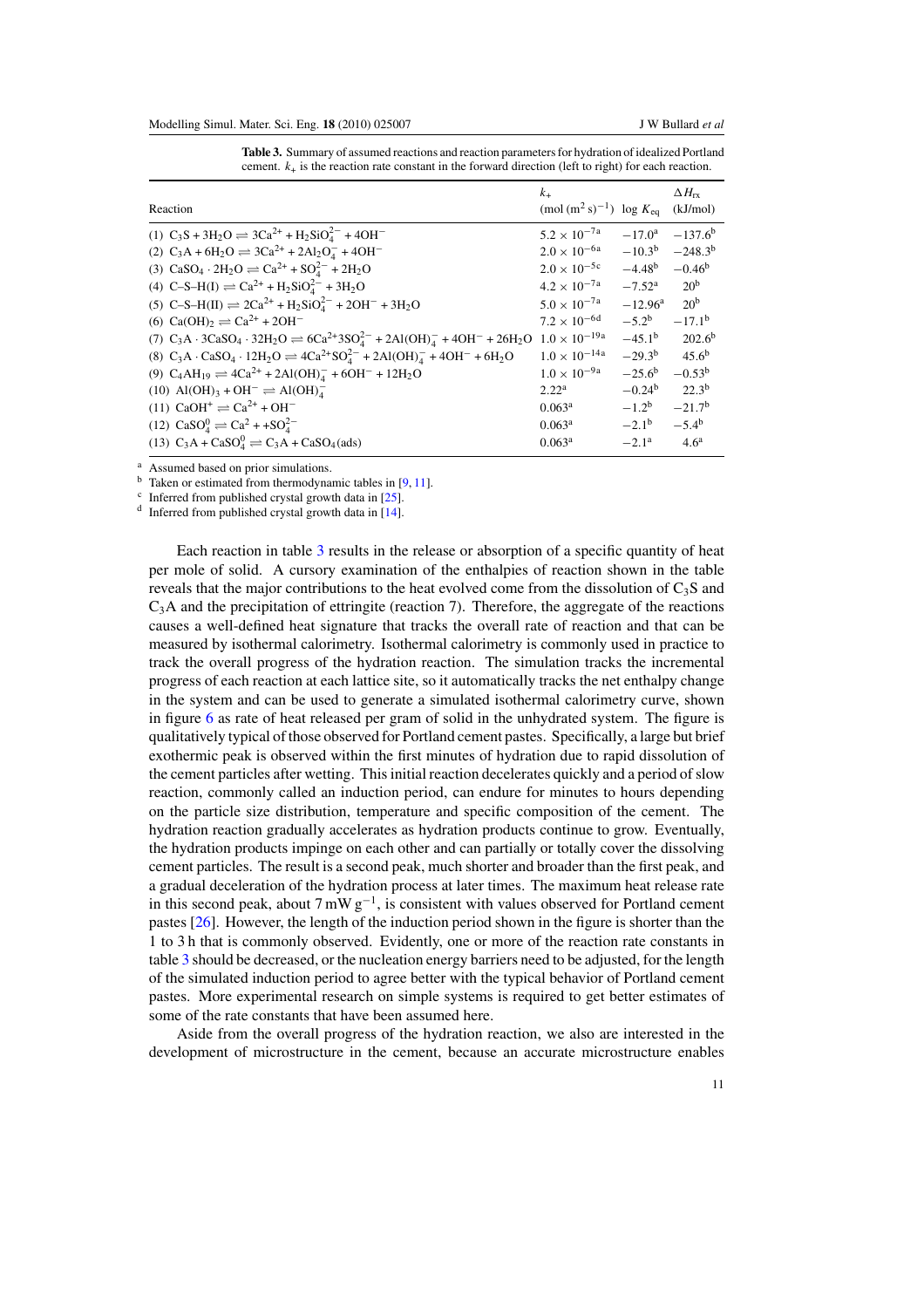**Table 3.** Summary of assumed reactions and reaction parameters for hydration of idealized Portland cement. $k_+$ is the reaction rate constant in the forward direction (left to right) for each reaction.

| Reaction | $k_+$ (mol (m$^2$ s)$^{-1}$) | log $K_{eq}$ | $\Delta H_{rx}$ (kJ/mol) |
|---|---|---|---|
| (1) $C_3S + 3H_2O \rightleftharpoons 3Ca^{2+} + H_2SiO_4^{2-} + 4OH^-$ | $5.2 \times 10^{-7}$ [a] | $-17.0$ [a] | $-137.6$ [b] |
| (2) $C_3A + 6H_2O \rightleftharpoons 3Ca^{2+} + 2Al_2O_4^- + 4OH^-$ | $2.0 \times 10^{-6}$ [a] | $-10.3$ [b] | $-248.3$ [b] |
| (3) $CaSO_4 \cdot 2H_2O \rightleftharpoons Ca^{2+} + SO_4^{2-} + 2H_2O$ | $2.0 \times 10^{-5}$ [c] | $-4.48$ [b] | $-0.46$ [b] |
| (4) C–S–H(I) $\rightleftharpoons Ca^{2+} + H_2SiO_4^{2-} + 3H_2O$ | $4.2 \times 10^{-7}$ [a] | $-7.52$ [a] | 20 [b] |
| (5) C–S–H(II) $\rightleftharpoons 2Ca^{2+} + H_2SiO_4^{2-} + 2OH^- + 3H_2O$ | $5.0 \times 10^{-7}$ [a] | $-12.96$ [a] | 20 [b] |
| (6) $Ca(OH)_2 \rightleftharpoons Ca^{2+} + 2OH^-$ | $7.2 \times 10^{-6}$ [d] | $-5.2$ [b] | $-17.1$ [b] |
| (7) $C_3A \cdot 3CaSO_4 \cdot 32H_2O \rightleftharpoons 6Ca^{2+} 3SO_4^{2-} + 2Al(OH)_4^- + 4OH^- + 26H_2O$ | $1.0 \times 10^{-19}$ [a] | $-45.1$ [b] | 202.6 [b] |
| (8) $C_3A \cdot CaSO_4 \cdot 12H_2O \rightleftharpoons 4Ca^{2+} SO_4^{2-} + 2Al(OH)_4^- + 4OH^- + 6H_2O$ | $1.0 \times 10^{-14}$ [a] | $-29.3$ [b] | 45.6 [b] |
| (9) $C_4AH_{19} \rightleftharpoons 4Ca^{2+} + 2Al(OH)_4^- + 6OH^- + 12H_2O$ | $1.0 \times 10^{-9}$ [a] | $-25.6$ [b] | $-0.53$ [b] |
| (10) $Al(OH)_3 + OH^- \rightleftharpoons Al(OH)_4^-$ | 2.22 [a] | $-0.24$ [b] | 22.3 [b] |
| (11) $CaOH^+ \rightleftharpoons Ca^{2+} + OH^-$ | 0.063 [a] | $-1.2$ [b] | $-21.7$ [b] |
| (12) $CaSO_4^0 \rightleftharpoons Ca^2 + +SO_4^{2-}$ | 0.063 [a] | $-2.1$ [b] | $-5.4$ [b] |
| (13) $C_3A + CaSO_4^0 \rightleftharpoons C_3A + CaSO_4$(ads) | 0.063 [a] | $-2.1$ [a] | 4.6 [a] |

[a] Assumed based on prior simulations.
[b] Taken or estimated from thermodynamic tables in [9, 11].
[c] Inferred from published crystal growth data in [25].
[d] Inferred from published crystal growth data in [14].

Each reaction in table 3 results in the release or absorption of a specific quantity of heat per mole of solid. A cursory examination of the enthalpies of reaction shown in the table reveals that the major contributions to the heat evolved come from the dissolution of $C_3S$ and $C_3A$ and the precipitation of ettringite (reaction 7). Therefore, the aggregate of the reactions causes a well-defined heat signature that tracks the overall rate of reaction and that can be measured by isothermal calorimetry. Isothermal calorimetry is commonly used in practice to track the overall progress of the hydration reaction. The simulation tracks the incremental progress of each reaction at each lattice site, so it automatically tracks the net enthalpy change in the system and can be used to generate a simulated isothermal calorimetry curve, shown in figure 6 as rate of heat released per gram of solid in the unhydrated system. The figure is qualitatively typical of those observed for Portland cement pastes. Specifically, a large but brief exothermic peak is observed within the first minutes of hydration due to rapid dissolution of the cement particles after wetting. This initial reaction decelerates quickly and a period of slow reaction, commonly called an induction period, can endure for minutes to hours depending on the particle size distribution, temperature and specific composition of the cement. The hydration reaction gradually accelerates as hydration products continue to grow. Eventually, the hydration products impinge on each other and can partially or totally cover the dissolving cement particles. The result is a second peak, much shorter and broader than the first peak, and a gradual deceleration of the hydration process at later times. The maximum heat release rate in this second peak, about 7 mW g$^{-1}$, is consistent with values observed for Portland cement pastes [26]. However, the length of the induction period shown in the figure is shorter than the 1 to 3 h that is commonly observed. Evidently, one or more of the reaction rate constants in table 3 should be decreased, or the nucleation energy barriers need to be adjusted, for the length of the simulated induction period to agree better with the typical behavior of Portland cement pastes. More experimental research on simple systems is required to get better estimates of some of the rate constants that have been assumed here.

Aside from the overall progress of the hydration reaction, we also are interested in the development of microstructure in the cement, because an accurate microstructure enables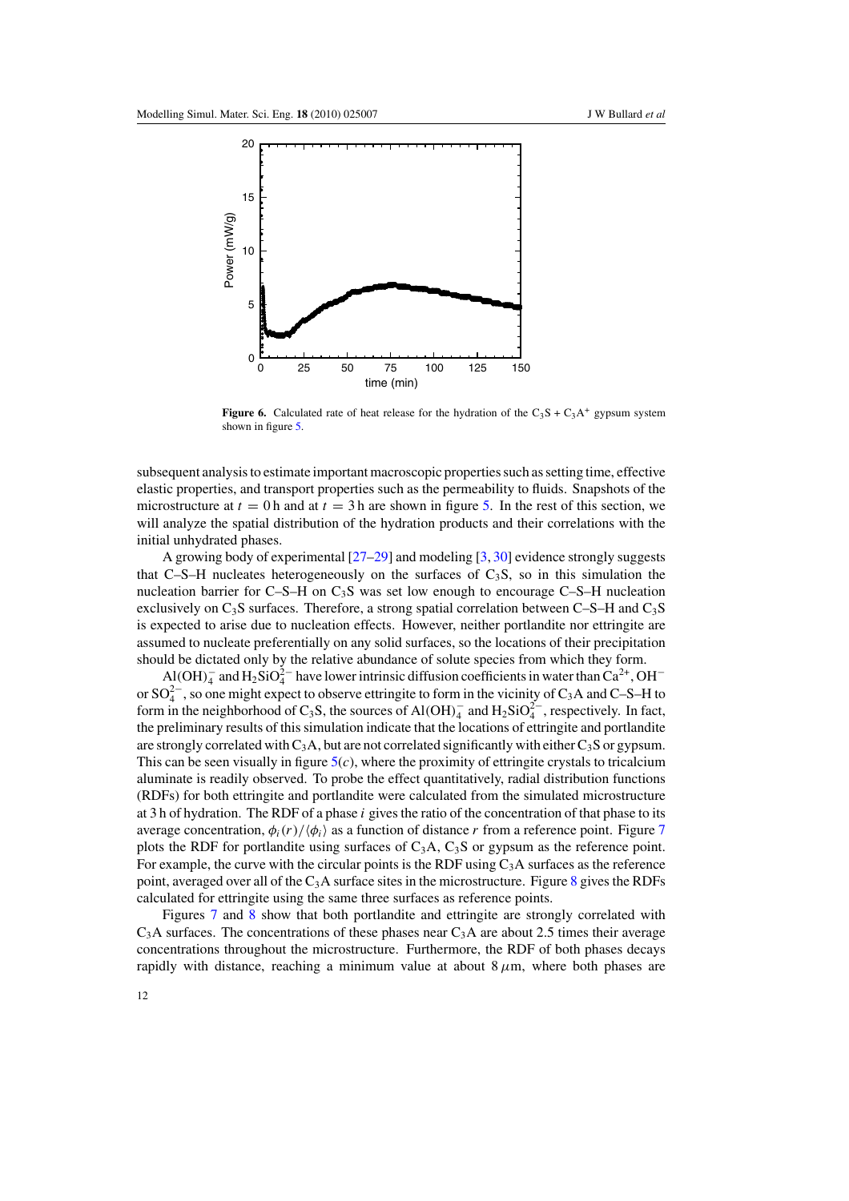**Figure 6.** Calculated rate of heat release for the hydration of the $C_3S$ + $C_3A^+$ gypsum system shown in figure 5.

subsequent analysis to estimate important macroscopic properties such as setting time, effective elastic properties, and transport properties such as the permeability to fluids. Snapshots of the microstructure at $t = 0$ h and at $t = 3$ h are shown in figure 5. In the rest of this section, we will analyze the spatial distribution of the hydration products and their correlations with the initial unhydrated phases.

A growing body of experimental [27–29] and modeling [3, 30] evidence strongly suggests that C–S–H nucleates heterogeneously on the surfaces of $C_3S$, so in this simulation the nucleation barrier for C–S–H on $C_3S$ was set low enough to encourage C–S–H nucleation exclusively on $C_3S$ surfaces. Therefore, a strong spatial correlation between C–S–H and $C_3S$ is expected to arise due to nucleation effects. However, neither portlandite nor ettringite are assumed to nucleate preferentially on any solid surfaces, so the locations of their precipitation should be dictated only by the relative abundance of solute species from which they form.

$Al(OH)_4^-$ and $H_2SiO_4^{2-}$ have lower intrinsic diffusion coefficients in water than $Ca^{2+}$, $OH^-$ or $SO_4^{2-}$, so one might expect to observe ettringite to form in the vicinity of $C_3A$ and C–S–H to form in the neighborhood of $C_3S$, the sources of $Al(OH)_4^-$ and $H_2SiO_4^{2-}$, respectively. In fact, the preliminary results of this simulation indicate that the locations of ettringite and portlandite are strongly correlated with $C_3A$, but are not correlated significantly with either $C_3S$ or gypsum. This can be seen visually in figure 5(*c*), where the proximity of ettringite crystals to tricalcium aluminate is readily observed. To probe the effect quantitatively, radial distribution functions (RDFs) for both ettringite and portlandite were calculated from the simulated microstructure at 3 h of hydration. The RDF of a phase $i$ gives the ratio of the concentration of that phase to its average concentration, $\phi_i(r)/\langle\phi_i\rangle$ as a function of distance $r$ from a reference point. Figure 7 plots the RDF for portlandite using surfaces of $C_3A$, $C_3S$ or gypsum as the reference point. For example, the curve with the circular points is the RDF using $C_3A$ surfaces as the reference point, averaged over all of the $C_3A$ surface sites in the microstructure. Figure 8 gives the RDFs calculated for ettringite using the same three surfaces as reference points.

Figures 7 and 8 show that both portlandite and ettringite are strongly correlated with $C_3A$ surfaces. The concentrations of these phases near $C_3A$ are about 2.5 times their average concentrations throughout the microstructure. Furthermore, the RDF of both phases decays rapidly with distance, reaching a minimum value at about 8 $\mu$m, where both phases are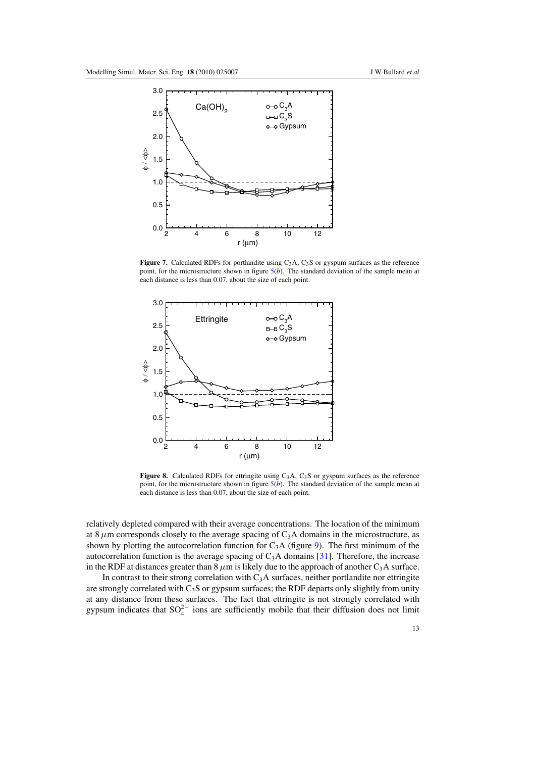**Figure 7.** Calculated RDFs for portlandite using $C_3A$, $C_3S$ or gyspum surfaces as the reference point, for the microstructure shown in figure 5(*b*). The standard deviation of the sample mean at each distance is less than 0.07, about the size of each point.

**Figure 8.** Calculated RDFs for ettringite using $C_3A$, $C_3S$ or gyspum surfaces as the reference point, for the microstructure shown in figure 5(*b*). The standard deviation of the sample mean at each distance is less than 0.07, about the size of each point.

relatively depleted compared with their average concentrations. The location of the minimum at 8 $\mu$m corresponds closely to the average spacing of $C_3A$ domains in the microstructure, as shown by plotting the autocorrelation function for $C_3A$ (figure 9). The first minimum of the autocorrelation function is the average spacing of $C_3A$ domains [31]. Therefore, the increase in the RDF at distances greater than 8 $\mu$m is likely due to the approach of another $C_3A$ surface.

In contrast to their strong correlation with $C_3A$ surfaces, neither portlandite nor ettringite are strongly correlated with $C_3S$ or gypsum surfaces; the RDF departs only slightly from unity at any distance from these surfaces. The fact that ettringite is not strongly correlated with gypsum indicates that $SO_4^{2-}$ ions are sufficiently mobile that their diffusion does not limit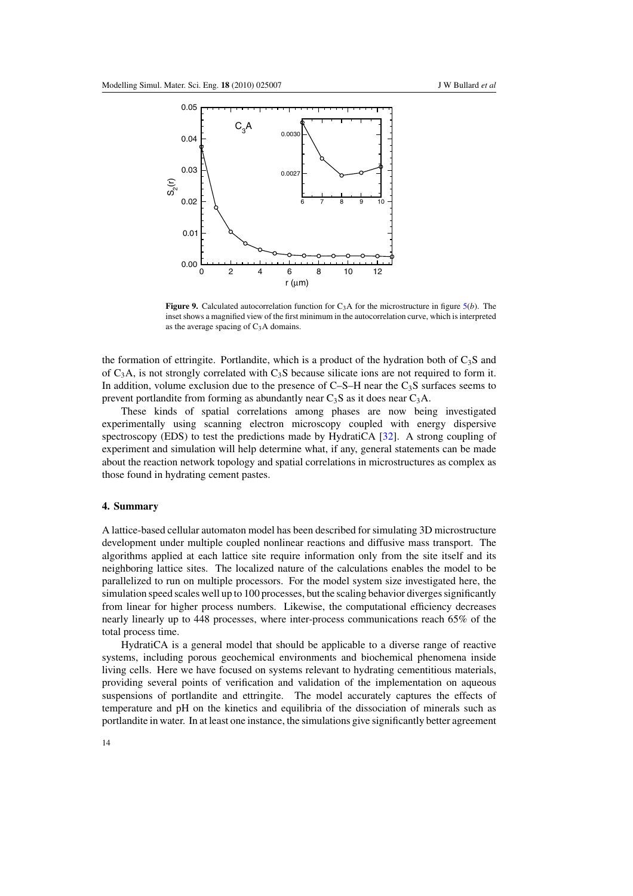**Figure 9.** Calculated autocorrelation function for $C_3A$ for the microstructure in figure 5(*b*). The inset shows a magnified view of the first minimum in the autocorrelation curve, which is interpreted as the average spacing of $C_3A$ domains.

the formation of ettringite. Portlandite, which is a product of the hydration both of $C_3S$ and of $C_3A$, is not strongly correlated with $C_3S$ because silicate ions are not required to form it. In addition, volume exclusion due to the presence of C–S–H near the $C_3S$ surfaces seems to prevent portlandite from forming as abundantly near $C_3S$ as it does near $C_3A$.

These kinds of spatial correlations among phases are now being investigated experimentally using scanning electron microscopy coupled with energy dispersive spectroscopy (EDS) to test the predictions made by HydratiCA [32]. A strong coupling of experiment and simulation will help determine what, if any, general statements can be made about the reaction network topology and spatial correlations in microstructures as complex as those found in hydrating cement pastes.

## 4. Summary

A lattice-based cellular automaton model has been described for simulating 3D microstructure development under multiple coupled nonlinear reactions and diffusive mass transport. The algorithms applied at each lattice site require information only from the site itself and its neighboring lattice sites. The localized nature of the calculations enables the model to be parallelized to run on multiple processors. For the model system size investigated here, the simulation speed scales well up to 100 processes, but the scaling behavior diverges significantly from linear for higher process numbers. Likewise, the computational efficiency decreases nearly linearly up to 448 processes, where inter-process communications reach 65% of the total process time.

HydratiCA is a general model that should be applicable to a diverse range of reactive systems, including porous geochemical environments and biochemical phenomena inside living cells. Here we have focused on systems relevant to hydrating cementitious materials, providing several points of verification and validation of the implementation on aqueous suspensions of portlandite and ettringite. The model accurately captures the effects of temperature and pH on the kinetics and equilibria of the dissociation of minerals such as portlandite in water. In at least one instance, the simulations give significantly better agreement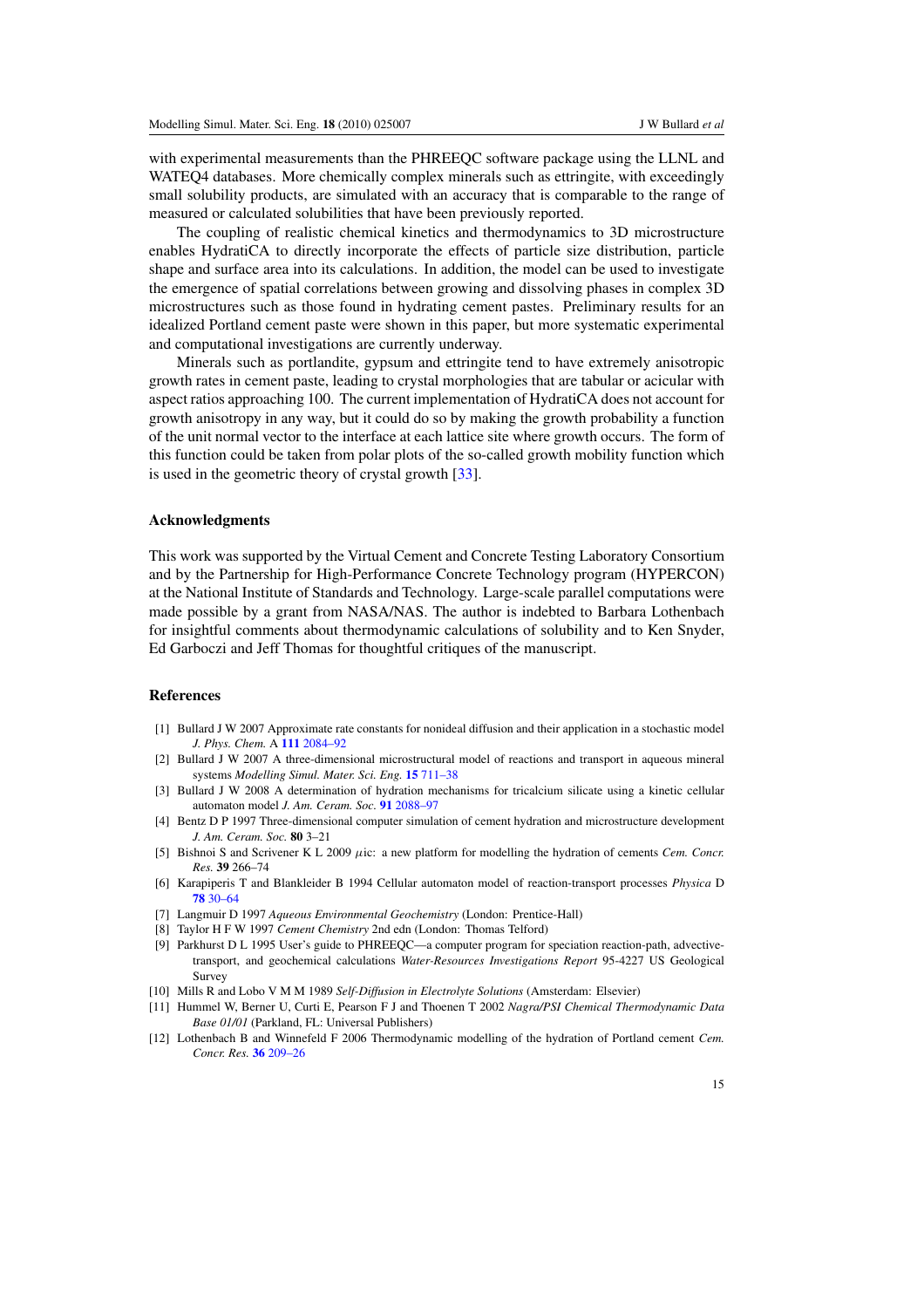with experimental measurements than the PHREEQC software package using the LLNL and WATEQ4 databases. More chemically complex minerals such as ettringite, with exceedingly small solubility products, are simulated with an accuracy that is comparable to the range of measured or calculated solubilities that have been previously reported.

The coupling of realistic chemical kinetics and thermodynamics to 3D microstructure enables HydratiCA to directly incorporate the effects of particle size distribution, particle shape and surface area into its calculations. In addition, the model can be used to investigate the emergence of spatial correlations between growing and dissolving phases in complex 3D microstructures such as those found in hydrating cement pastes. Preliminary results for an idealized Portland cement paste were shown in this paper, but more systematic experimental and computational investigations are currently underway.

Minerals such as portlandite, gypsum and ettringite tend to have extremely anisotropic growth rates in cement paste, leading to crystal morphologies that are tabular or acicular with aspect ratios approaching 100. The current implementation of HydratiCA does not account for growth anisotropy in any way, but it could do so by making the growth probability a function of the unit normal vector to the interface at each lattice site where growth occurs. The form of this function could be taken from polar plots of the so-called growth mobility function which is used in the geometric theory of crystal growth [33].

## Acknowledgments

This work was supported by the Virtual Cement and Concrete Testing Laboratory Consortium and by the Partnership for High-Performance Concrete Technology program (HYPERCON) at the National Institute of Standards and Technology. Large-scale parallel computations were made possible by a grant from NASA/NAS. The author is indebted to Barbara Lothenbach for insightful comments about thermodynamic calculations of solubility and to Ken Snyder, Ed Garboczi and Jeff Thomas for thoughtful critiques of the manuscript.

## References

[1] Bullard J W 2007 Approximate rate constants for nonideal diffusion and their application in a stochastic model *J. Phys. Chem.* A **111** 2084–92

[2] Bullard J W 2007 A three-dimensional microstructural model of reactions and transport in aqueous mineral systems *Modelling Simul. Mater. Sci. Eng.* **15** 711–38

[3] Bullard J W 2008 A determination of hydration mechanisms for tricalcium silicate using a kinetic cellular automaton model *J. Am. Ceram. Soc.* **91** 2088–97

[4] Bentz D P 1997 Three-dimensional computer simulation of cement hydration and microstructure development *J. Am. Ceram. Soc.* **80** 3–21

[5] Bishnoi S and Scrivener K L 2009 $\mu$ic: a new platform for modelling the hydration of cements *Cem. Concr. Res.* **39** 266–74

[6] Karapiperis T and Blankleider B 1994 Cellular automaton model of reaction-transport processes *Physica* D **78** 30–64

[7] Langmuir D 1997 *Aqueous Environmental Geochemistry* (London: Prentice-Hall)

[8] Taylor H F W 1997 *Cement Chemistry* 2nd edn (London: Thomas Telford)

[9] Parkhurst D L 1995 User's guide to PHREEQC—a computer program for speciation reaction-path, advective-transport, and geochemical calculations *Water-Resources Investigations Report* 95-4227 US Geological Survey

[10] Mills R and Lobo V M M 1989 *Self-Diffusion in Electrolyte Solutions* (Amsterdam: Elsevier)

[11] Hummel W, Berner U, Curti E, Pearson F J and Thoenen T 2002 *Nagra/PSI Chemical Thermodynamic Data Base 01/01* (Parkland, FL: Universal Publishers)

[12] Lothenbach B and Winnefeld F 2006 Thermodynamic modelling of the hydration of Portland cement *Cem. Concr. Res.* **36** 209–26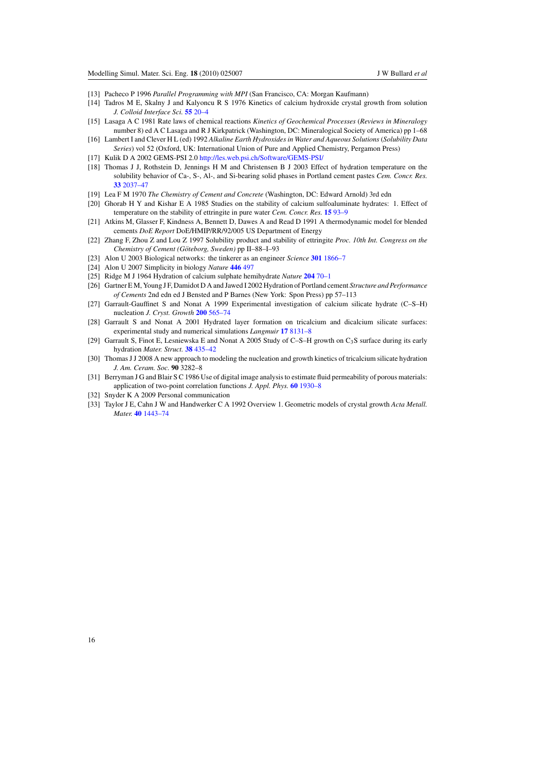[13] Pacheco P 1996 *Parallel Programming with MPI* (San Francisco, CA: Morgan Kaufmann)

[14] Tadros M E, Skalny J and Kalyoncu R S 1976 Kinetics of calcium hydroxide crystal growth from solution *J. Colloid Interface Sci.* **55** 20–4

[15] Lasaga A C 1981 Rate laws of chemical reactions *Kinetics of Geochemical Processes* (*Reviews in Mineralogy* number 8) ed A C Lasaga and R J Kirkpatrick (Washington, DC: Mineralogical Society of America) pp 1–68

[16] Lambert I and Clever H L (ed) 1992 *Alkaline Earth Hydroxides in Water and Aqueous Solutions* (*Solubility Data Series*) vol 52 (Oxford, UK: International Union of Pure and Applied Chemistry, Pergamon Press)

[17] Kulik D A 2002 GEMS-PSI 2.0 http://les.web.psi.ch/Software/GEMS-PSI/

[18] Thomas J J, Rothstein D, Jennings H M and Christensen B J 2003 Effect of hydration temperature on the solubility behavior of Ca-, S-, Al-, and Si-bearing solid phases in Portland cement pastes *Cem. Concr. Res.* **33** 2037–47

[19] Lea F M 1970 *The Chemistry of Cement and Concrete* (Washington, DC: Edward Arnold) 3rd edn

[20] Ghorab H Y and Kishar E A 1985 Studies on the stability of calcium sulfoaluminate hydrates: 1. Effect of temperature on the stability of ettringite in pure water *Cem. Concr. Res.* **15** 93–9

[21] Atkins M, Glasser F, Kindness A, Bennett D, Dawes A and Read D 1991 A thermodynamic model for blended cements *DoE Report* DoE/HMIP/RR/92/005 US Department of Energy

[22] Zhang F, Zhou Z and Lou Z 1997 Solubility product and stability of ettringite *Proc. 10th Int. Congress on the Chemistry of Cement (Göteborg, Sweden)* pp II–88–I–93

[23] Alon U 2003 Biological networks: the tinkerer as an engineer *Science* **301** 1866–7

[24] Alon U 2007 Simplicity in biology *Nature* **446** 497

[25] Ridge M J 1964 Hydration of calcium sulphate hemihydrate *Nature* **204** 70–1

[26] Gartner E M, Young J F, Damidot D A and Jawed I 2002 Hydration of Portland cement *Structure and Performance of Cements* 2nd edn ed J Bensted and P Barnes (New York: Spon Press) pp 57–113

[27] Garrault-Gauffinet S and Nonat A 1999 Experimental investigation of calcium silicate hydrate (C–S–H) nucleation *J. Cryst. Growth* **200** 565–74

[28] Garrault S and Nonat A 2001 Hydrated layer formation on tricalcium and dicalcium silicate surfaces: experimental study and numerical simulations *Langmuir* **17** 8131–8

[29] Garrault S, Finot E, Lesniewska E and Nonat A 2005 Study of C–S–H growth on $C_3S$ surface during its early hydration *Mater. Struct.* **38** 435–42

[30] Thomas J J 2008 A new approach to modeling the nucleation and growth kinetics of tricalcium silicate hydration *J. Am. Ceram. Soc.* **90** 3282–8

[31] Berryman J G and Blair S C 1986 Use of digital image analysis to estimate fluid permeability of porous materials: application of two-point correlation functions *J. Appl. Phys.* **60** 1930–8

[32] Snyder K A 2009 Personal communication

[33] Taylor J E, Cahn J W and Handwerker C A 1992 Overview 1. Geometric models of crystal growth *Acta Metall. Mater.* **40** 1443–74